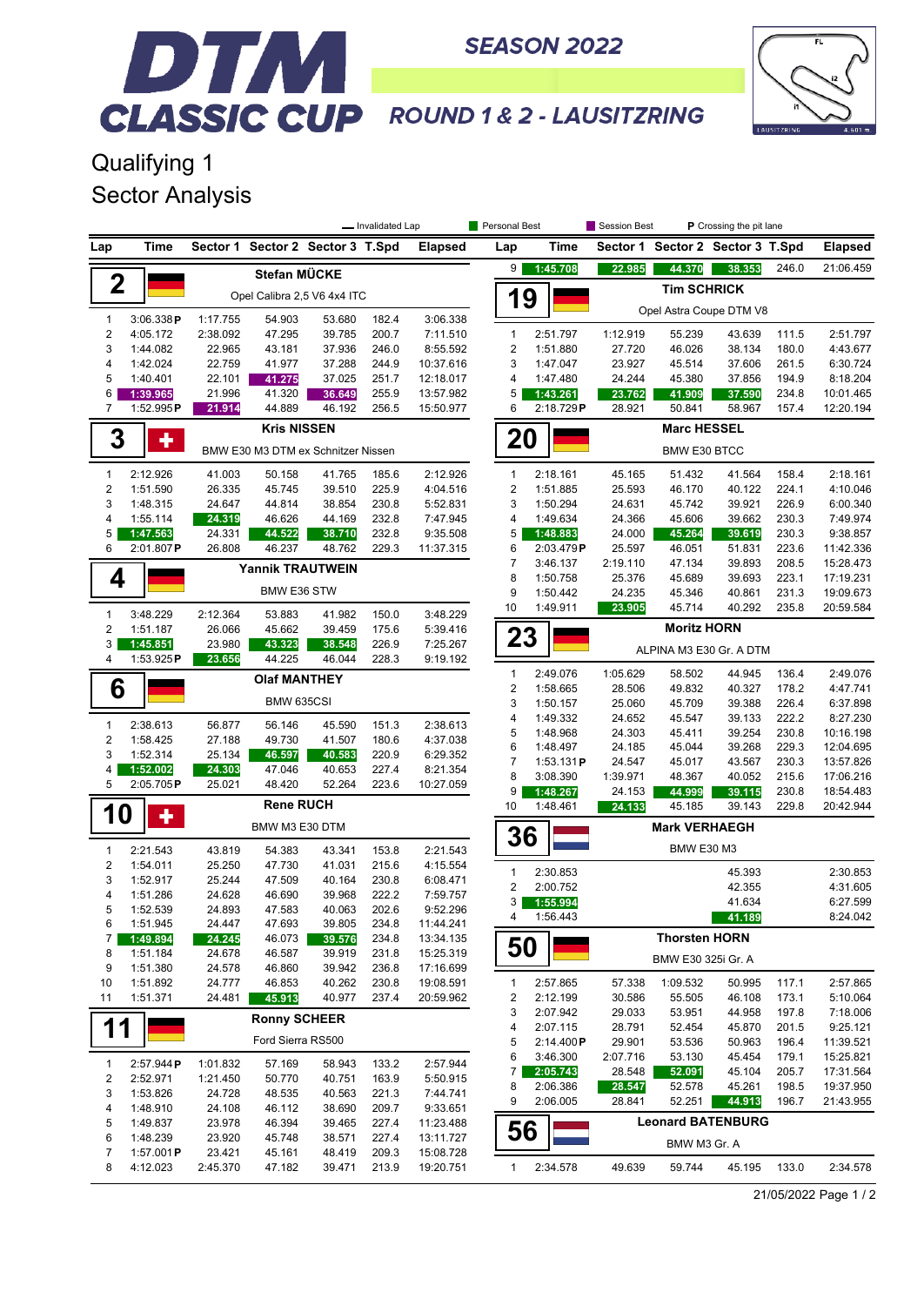# DTM CLASSIC CUP

SEASON 2022

ROUND 1 & 2 - LAUSITZRING

## Qualifying 1

## Sector Analysis

Legend: Invalidated Lap | Personal Best | Session Best | P Crossing the pit lane

### 2 — Stefan MÜCKE — Opel Calibra 2,5 V6 4x4 ITC

| Lap | Time | Sector 1 | Sector 2 | Sector 3 | T.Spd | Elapsed |
|---|---|---|---|---|---|---|
| 1 | 3:06.338 P | 1:17.755 | 54.903 | 53.680 | 182.4 | 3:06.338 |
| 2 | 4:05.172 | 2:38.092 | 47.295 | 39.785 | 200.7 | 7:11.510 |
| 3 | 1:44.082 | 22.965 | 43.181 | 37.936 | 246.0 | 8:55.592 |
| 4 | 1:42.024 | 22.759 | 41.977 | 37.288 | 244.9 | 10:37.616 |
| 5 | 1:40.401 | 22.101 | 41.275 | 37.025 | 251.7 | 12:18.017 |
| 6 | 1:39.965 | 21.996 | 41.320 | 36.649 | 255.9 | 13:57.982 |
| 7 | 1:52.995 P | 21.914 | 44.889 | 46.192 | 256.5 | 15:50.977 |

### 3 — Kris NISSEN — BMW E30 M3 DTM ex Schnitzer Nissen

| Lap | Time | Sector 1 | Sector 2 | Sector 3 | T.Spd | Elapsed |
|---|---|---|---|---|---|---|
| 1 | 2:12.926 | 41.003 | 50.158 | 41.765 | 185.6 | 2:12.926 |
| 2 | 1:51.590 | 26.335 | 45.745 | 39.510 | 225.9 | 4:04.516 |
| 3 | 1:48.315 | 24.647 | 44.814 | 38.854 | 230.8 | 5:52.831 |
| 4 | 1:55.114 | 24.319 | 46.626 | 44.169 | 232.8 | 7:47.945 |
| 5 | 1:47.563 | 24.331 | 44.522 | 38.710 | 232.8 | 9:35.508 |
| 6 | 2:01.807 P | 26.808 | 46.237 | 48.762 | 229.3 | 11:37.315 |

### 4 — Yannik TRAUTWEIN — BMW E36 STW

| Lap | Time | Sector 1 | Sector 2 | Sector 3 | T.Spd | Elapsed |
|---|---|---|---|---|---|---|
| 1 | 3:48.229 | 2:12.364 | 53.883 | 41.982 | 150.0 | 3:48.229 |
| 2 | 1:51.187 | 26.066 | 45.662 | 39.459 | 175.6 | 5:39.416 |
| 3 | 1:45.851 | 23.980 | 43.323 | 38.548 | 226.9 | 7:25.267 |
| 4 | 1:53.925 P | 23.656 | 44.225 | 46.044 | 228.3 | 9:19.192 |

### 6 — Olaf MANTHEY — BMW 635CSI

| Lap | Time | Sector 1 | Sector 2 | Sector 3 | T.Spd | Elapsed |
|---|---|---|---|---|---|---|
| 1 | 2:38.613 | 56.877 | 56.146 | 45.590 | 151.3 | 2:38.613 |
| 2 | 1:58.425 | 27.188 | 49.730 | 41.507 | 180.6 | 4:37.038 |
| 3 | 1:52.314 | 25.134 | 46.597 | 40.583 | 220.9 | 6:29.352 |
| 4 | 1:52.002 | 24.303 | 47.046 | 40.653 | 227.4 | 8:21.354 |
| 5 | 2:05.705 P | 25.021 | 48.420 | 52.264 | 223.6 | 10:27.059 |

### 10 — Rene RUCH — BMW M3 E30 DTM

| Lap | Time | Sector 1 | Sector 2 | Sector 3 | T.Spd | Elapsed |
|---|---|---|---|---|---|---|
| 1 | 2:21.543 | 43.819 | 54.383 | 43.341 | 153.8 | 2:21.543 |
| 2 | 1:54.011 | 25.250 | 47.730 | 41.031 | 215.6 | 4:15.554 |
| 3 | 1:52.917 | 25.244 | 47.509 | 40.164 | 230.8 | 6:08.471 |
| 4 | 1:51.286 | 24.628 | 46.690 | 39.968 | 222.2 | 7:59.757 |
| 5 | 1:52.539 | 24.893 | 47.583 | 40.063 | 202.6 | 9:52.296 |
| 6 | 1:51.945 | 24.447 | 47.693 | 39.805 | 234.8 | 11:44.241 |
| 7 | 1:49.894 | 24.245 | 46.073 | 39.576 | 234.8 | 13:34.135 |
| 8 | 1:51.184 | 24.678 | 46.587 | 39.919 | 231.8 | 15:25.319 |
| 9 | 1:51.380 | 24.578 | 46.860 | 39.942 | 236.8 | 17:16.699 |
| 10 | 1:51.892 | 24.777 | 46.853 | 40.262 | 230.8 | 19:08.591 |
| 11 | 1:51.371 | 24.481 | 45.913 | 40.977 | 237.4 | 20:59.962 |

### 11 — Ronny SCHEER — Ford Sierra RS500

| Lap | Time | Sector 1 | Sector 2 | Sector 3 | T.Spd | Elapsed |
|---|---|---|---|---|---|---|
| 1 | 2:57.944 P | 1:01.832 | 57.169 | 58.943 | 133.2 | 2:57.944 |
| 2 | 2:52.971 | 1:21.450 | 50.770 | 40.751 | 163.9 | 5:50.915 |
| 3 | 1:53.826 | 24.728 | 48.535 | 40.563 | 221.3 | 7:44.741 |
| 4 | 1:48.910 | 24.108 | 46.112 | 38.690 | 209.7 | 9:33.651 |
| 5 | 1:49.837 | 23.978 | 46.394 | 39.465 | 227.4 | 11:23.488 |
| 6 | 1:48.239 | 23.920 | 45.748 | 38.571 | 227.4 | 13:11.727 |
| 7 | 1:57.001 P | 23.421 | 45.161 | 48.419 | 209.3 | 15:08.728 |
| 8 | 4:12.023 | 2:45.370 | 47.182 | 39.471 | 213.9 | 19:20.751 |
| 9 | 1:45.708 | 22.985 | 44.370 | 38.353 | 246.0 | 21:06.459 |

### 19 — Tim SCHRICK — Opel Astra Coupe DTM V8

| Lap | Time | Sector 1 | Sector 2 | Sector 3 | T.Spd | Elapsed |
|---|---|---|---|---|---|---|
| 1 | 2:51.797 | 1:12.919 | 55.239 | 43.639 | 111.5 | 2:51.797 |
| 2 | 1:51.880 | 27.720 | 46.026 | 38.134 | 180.0 | 4:43.677 |
| 3 | 1:47.047 | 23.927 | 45.514 | 37.606 | 261.5 | 6:30.724 |
| 4 | 1:47.480 | 24.244 | 45.380 | 37.856 | 194.9 | 8:18.204 |
| 5 | 1:43.261 | 23.762 | 41.909 | 37.590 | 234.8 | 10:01.465 |
| 6 | 2:18.729 P | 28.921 | 50.841 | 58.967 | 157.4 | 12:20.194 |

### 20 — Marc HESSEL — BMW E30 BTCC

| Lap | Time | Sector 1 | Sector 2 | Sector 3 | T.Spd | Elapsed |
|---|---|---|---|---|---|---|
| 1 | 2:18.161 | 45.165 | 51.432 | 41.564 | 158.4 | 2:18.161 |
| 2 | 1:51.885 | 25.593 | 46.170 | 40.122 | 224.1 | 4:10.046 |
| 3 | 1:50.294 | 24.631 | 45.742 | 39.921 | 226.9 | 6:00.340 |
| 4 | 1:49.634 | 24.366 | 45.606 | 39.662 | 230.3 | 7:49.974 |
| 5 | 1:48.883 | 24.000 | 45.264 | 39.619 | 230.3 | 9:38.857 |
| 6 | 2:03.479 P | 25.597 | 46.051 | 51.831 | 223.6 | 11:42.336 |
| 7 | 3:46.137 | 2:19.110 | 47.134 | 39.893 | 208.5 | 15:28.473 |
| 8 | 1:50.758 | 25.376 | 45.689 | 39.693 | 223.1 | 17:19.231 |
| 9 | 1:50.442 | 24.235 | 45.346 | 40.861 | 231.3 | 19:09.673 |
| 10 | 1:49.911 | 23.905 | 45.714 | 40.292 | 235.8 | 20:59.584 |

### 23 — Moritz HORN — ALPINA M3 E30 Gr. A DTM

| Lap | Time | Sector 1 | Sector 2 | Sector 3 | T.Spd | Elapsed |
|---|---|---|---|---|---|---|
| 1 | 2:49.076 | 1:05.629 | 58.502 | 44.945 | 136.4 | 2:49.076 |
| 2 | 1:58.665 | 28.506 | 49.832 | 40.327 | 178.2 | 4:47.741 |
| 3 | 1:50.157 | 25.060 | 45.709 | 39.388 | 226.4 | 6:37.898 |
| 4 | 1:49.332 | 24.652 | 45.547 | 39.133 | 222.2 | 8:27.230 |
| 5 | 1:48.968 | 24.303 | 45.411 | 39.254 | 230.8 | 10:16.198 |
| 6 | 1:48.497 | 24.185 | 45.044 | 39.268 | 229.3 | 12:04.695 |
| 7 | 1:53.131 P | 24.547 | 45.017 | 43.567 | 230.3 | 13:57.826 |
| 8 | 3:08.390 | 1:39.971 | 48.367 | 40.052 | 215.6 | 17:06.216 |
| 9 | 1:48.267 | 24.153 | 44.999 | 39.115 | 230.8 | 18:54.483 |
| 10 | 1:48.461 | 24.133 | 45.185 | 39.143 | 229.8 | 20:42.944 |

### 36 — Mark VERHAEGH — BMW E30 M3

| Lap | Time | Sector 1 | Sector 2 | Sector 3 | T.Spd | Elapsed |
|---|---|---|---|---|---|---|
| 1 | 2:30.853 | | | 45.393 | | 2:30.853 |
| 2 | 2:00.752 | | | 42.355 | | 4:31.605 |
| 3 | 1:55.994 | | | 41.634 | | 6:27.599 |
| 4 | 1:56.443 | | | 41.189 | | 8:24.042 |

### 50 — Thorsten HORN — BMW E30 325i Gr. A

| Lap | Time | Sector 1 | Sector 2 | Sector 3 | T.Spd | Elapsed |
|---|---|---|---|---|---|---|
| 1 | 2:57.865 | 57.338 | 1:09.532 | 50.995 | 117.1 | 2:57.865 |
| 2 | 2:12.199 | 30.586 | 55.505 | 46.108 | 173.1 | 5:10.064 |
| 3 | 2:07.942 | 29.033 | 53.951 | 44.958 | 197.8 | 7:18.006 |
| 4 | 2:07.115 | 28.791 | 52.454 | 45.870 | 201.5 | 9:25.121 |
| 5 | 2:14.400 P | 29.901 | 53.536 | 50.963 | 196.4 | 11:39.521 |
| 6 | 3:46.300 | 2:07.716 | 53.130 | 45.454 | 179.1 | 15:25.821 |
| 7 | 2:05.743 | 28.548 | 52.091 | 45.104 | 205.7 | 17:31.564 |
| 8 | 2:06.386 | 28.547 | 52.578 | 45.261 | 198.5 | 19:37.950 |
| 9 | 2:06.005 | 28.841 | 52.251 | 44.913 | 196.7 | 21:43.955 |

### 56 — Leonard BATENBURG — BMW M3 Gr. A

| Lap | Time | Sector 1 | Sector 2 | Sector 3 | T.Spd | Elapsed |
|---|---|---|---|---|---|---|
| 1 | 2:34.578 | 49.639 | 59.744 | 45.195 | 133.0 | 2:34.578 |

21/05/2022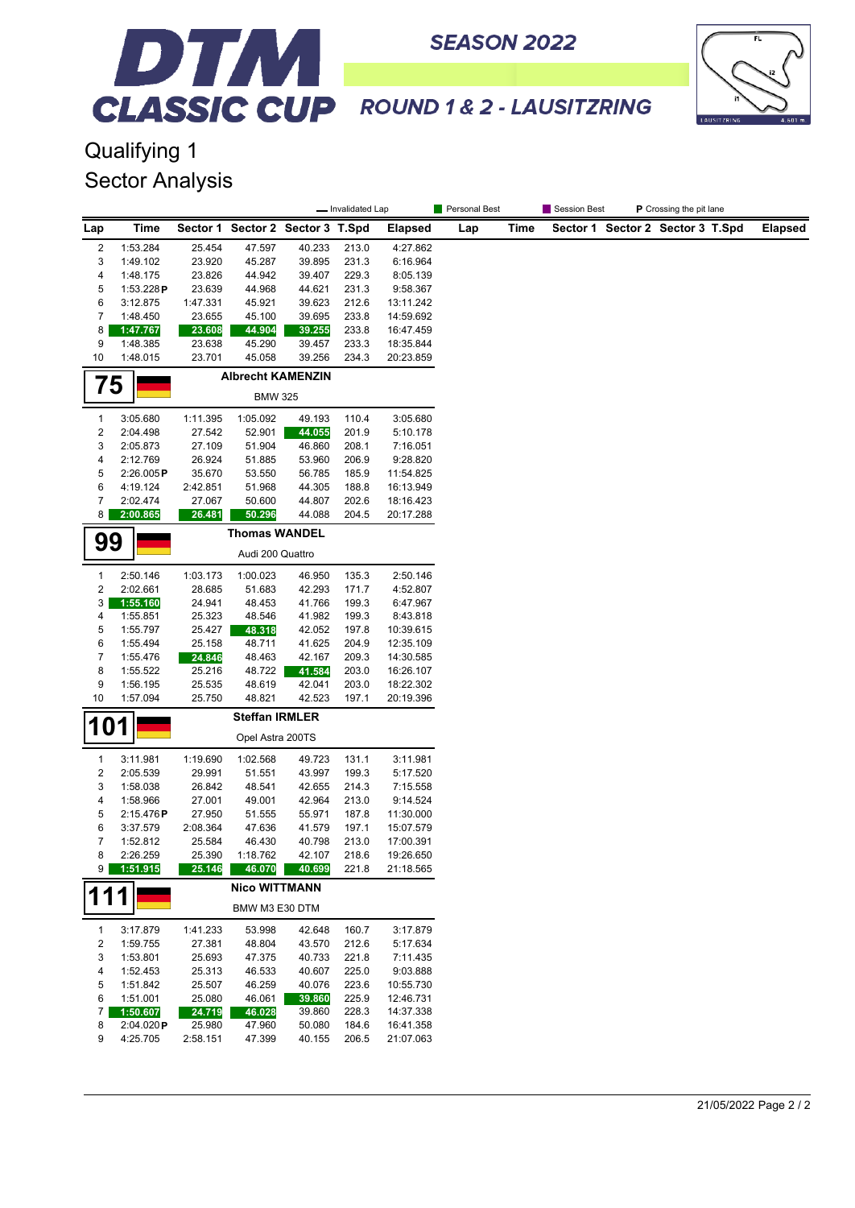# DTM CLASSIC CUP

SEASON 2022

ROUND 1 & 2 - LAUSITZRING

## Qualifying 1
## Sector Analysis

— Invalidated Lap | Personal Best | Session Best | P Crossing the pit lane

| Lap | Time | Sector 1 | Sector 2 | Sector 3 | T.Spd | Elapsed |
|---|---|---|---|---|---|---|
| 2 | 1:53.284 | 25.454 | 47.597 | 40.233 | 213.0 | 4:27.862 |
| 3 | 1:49.102 | 23.920 | 45.287 | 39.895 | 231.3 | 6:16.964 |
| 4 | 1:48.175 | 23.826 | 44.942 | 39.407 | 229.3 | 8:05.139 |
| 5 | 1:53.228 P | 23.639 | 44.968 | 44.621 | 231.3 | 9:58.367 |
| 6 | 3:12.875 | 1:47.331 | 45.921 | 39.623 | 212.6 | 13:11.242 |
| 7 | 1:48.450 | 23.655 | 45.100 | 39.695 | 233.8 | 14:59.692 |
| 8 | 1:47.767 | 23.608 | 44.904 | 39.255 | 233.8 | 16:47.459 |
| 9 | 1:48.385 | 23.638 | 45.290 | 39.457 | 233.3 | 18:35.844 |
| 10 | 1:48.015 | 23.701 | 45.058 | 39.256 | 234.3 | 20:23.859 |

**75** — **Albrecht KAMENZIN** — BMW 325

| Lap | Time | Sector 1 | Sector 2 | Sector 3 | T.Spd | Elapsed |
|---|---|---|---|---|---|---|
| 1 | 3:05.680 | 1:11.395 | 1:05.092 | 49.193 | 110.4 | 3:05.680 |
| 2 | 2:04.498 | 27.542 | 52.901 | 44.055 | 201.9 | 5:10.178 |
| 3 | 2:05.873 | 27.109 | 51.904 | 46.860 | 208.1 | 7:16.051 |
| 4 | 2:12.769 | 26.924 | 51.885 | 53.960 | 206.9 | 9:28.820 |
| 5 | 2:26.005 P | 35.670 | 53.550 | 56.785 | 185.9 | 11:54.825 |
| 6 | 4:19.124 | 2:42.851 | 51.968 | 44.305 | 188.8 | 16:13.949 |
| 7 | 2:02.474 | 27.067 | 50.600 | 44.807 | 202.6 | 18:16.423 |
| 8 | 2:00.865 | 26.481 | 50.296 | 44.088 | 204.5 | 20:17.288 |

**99** — **Thomas WANDEL** — Audi 200 Quattro

| Lap | Time | Sector 1 | Sector 2 | Sector 3 | T.Spd | Elapsed |
|---|---|---|---|---|---|---|
| 1 | 2:50.146 | 1:03.173 | 1:00.023 | 46.950 | 135.3 | 2:50.146 |
| 2 | 2:02.661 | 28.685 | 51.683 | 42.293 | 171.7 | 4:52.807 |
| 3 | 1:55.160 | 24.941 | 48.453 | 41.766 | 199.3 | 6:47.967 |
| 4 | 1:55.851 | 25.323 | 48.546 | 41.982 | 199.3 | 8:43.818 |
| 5 | 1:55.797 | 25.427 | 48.318 | 42.052 | 197.8 | 10:39.615 |
| 6 | 1:55.494 | 25.158 | 48.711 | 41.625 | 204.9 | 12:35.109 |
| 7 | 1:55.476 | 24.846 | 48.463 | 42.167 | 209.3 | 14:30.585 |
| 8 | 1:55.522 | 25.216 | 48.722 | 41.584 | 203.0 | 16:26.107 |
| 9 | 1:56.195 | 25.535 | 48.619 | 42.041 | 203.0 | 18:22.302 |
| 10 | 1:57.094 | 25.750 | 48.821 | 42.523 | 197.1 | 20:19.396 |

**101** — **Steffan IRMLER** — Opel Astra 200TS

| Lap | Time | Sector 1 | Sector 2 | Sector 3 | T.Spd | Elapsed |
|---|---|---|---|---|---|---|
| 1 | 3:11.981 | 1:19.690 | 1:02.568 | 49.723 | 131.1 | 3:11.981 |
| 2 | 2:05.539 | 29.991 | 51.551 | 43.997 | 199.3 | 5:17.520 |
| 3 | 1:58.038 | 26.842 | 48.541 | 42.655 | 214.3 | 7:15.558 |
| 4 | 1:58.966 | 27.001 | 49.001 | 42.964 | 213.0 | 9:14.524 |
| 5 | 2:15.476 P | 27.950 | 51.555 | 55.971 | 187.8 | 11:30.000 |
| 6 | 3:37.579 | 2:08.364 | 47.636 | 41.579 | 197.1 | 15:07.579 |
| 7 | 1:52.812 | 25.584 | 46.430 | 40.798 | 213.0 | 17:00.391 |
| 8 | 2:26.259 | 25.390 | 1:18.762 | 42.107 | 218.6 | 19:26.650 |
| 9 | 1:51.915 | 25.146 | 46.070 | 40.699 | 221.8 | 21:18.565 |

**111** — **Nico WITTMANN** — BMW M3 E30 DTM

| Lap | Time | Sector 1 | Sector 2 | Sector 3 | T.Spd | Elapsed |
|---|---|---|---|---|---|---|
| 1 | 3:17.879 | 1:41.233 | 53.998 | 42.648 | 160.7 | 3:17.879 |
| 2 | 1:59.755 | 27.381 | 48.804 | 43.570 | 212.6 | 5:17.634 |
| 3 | 1:53.801 | 25.693 | 47.375 | 40.733 | 221.8 | 7:11.435 |
| 4 | 1:52.453 | 25.313 | 46.533 | 40.607 | 225.0 | 9:03.888 |
| 5 | 1:51.842 | 25.507 | 46.259 | 40.076 | 223.6 | 10:55.730 |
| 6 | 1:51.001 | 25.080 | 46.061 | 39.860 | 225.9 | 12:46.731 |
| 7 | 1:50.607 | 24.719 | 46.028 | 39.860 | 228.3 | 14:37.338 |
| 8 | 2:04.020 P | 25.980 | 47.960 | 50.080 | 184.6 | 16:41.358 |
| 9 | 4:25.705 | 2:58.151 | 47.399 | 40.155 | 206.5 | 21:07.063 |

21/05/2022